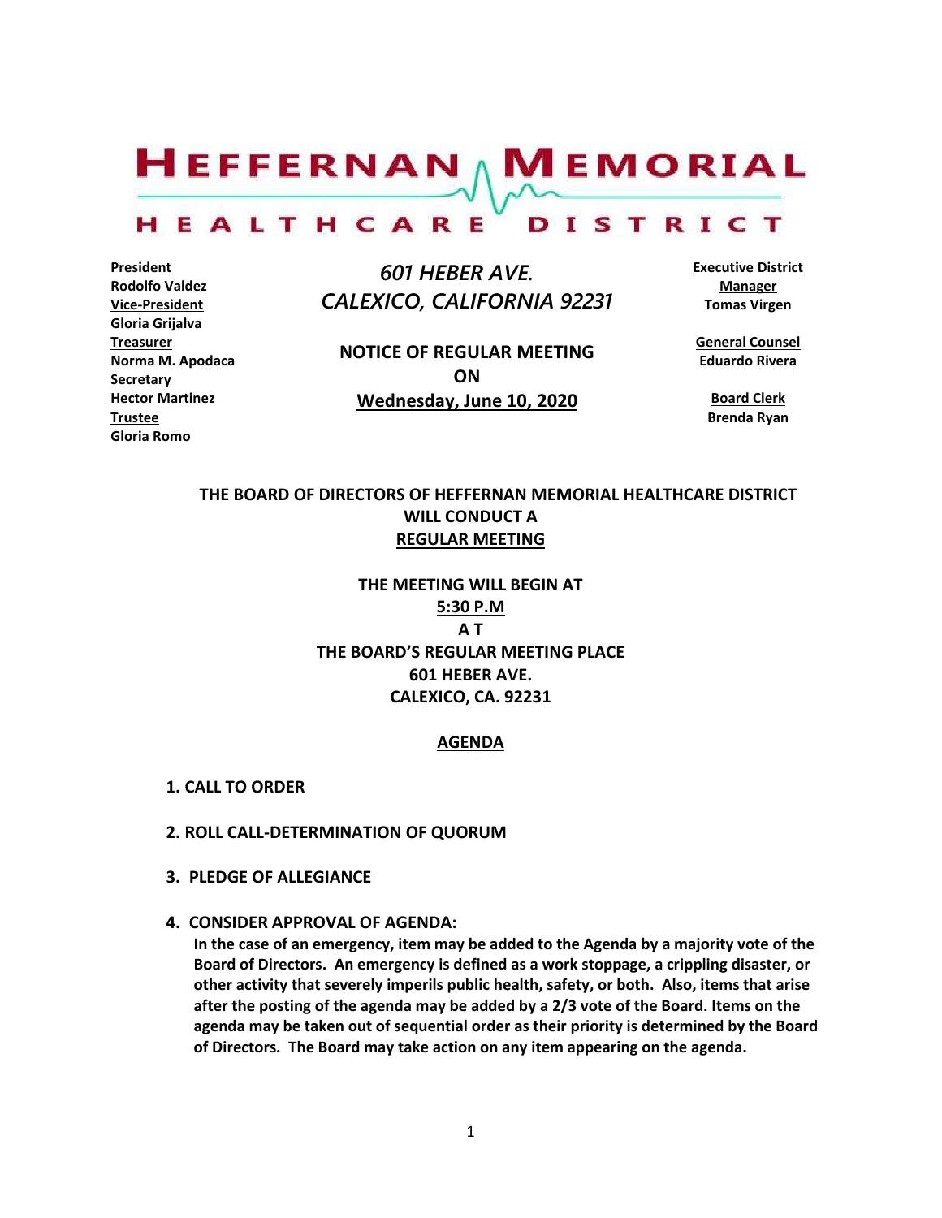# HEFFERNAN MEMORIAL HEALTHCARE DISTRICT

**President**
Rodolfo Valdez
**Vice-President**
Gloria Grijalva
**Treasurer**
Norma M. Apodaca
**Secretary**
Hector Martinez
**Trustee**
Gloria Romo

*601 HEBER AVE.*
*CALEXICO, CALIFORNIA 92231*

**NOTICE OF REGULAR MEETING**
**ON**
**Wednesday, June 10, 2020**

**Executive District Manager**
Tomas Virgen

**General Counsel**
Eduardo Rivera

**Board Clerk**
Brenda Ryan

**THE BOARD OF DIRECTORS OF HEFFERNAN MEMORIAL HEALTHCARE DISTRICT WILL CONDUCT A REGULAR MEETING**

**THE MEETING WILL BEGIN AT**
**5:30 P.M**
**A T**
**THE BOARD'S REGULAR MEETING PLACE**
**601 HEBER AVE.**
**CALEXICO, CA. 92231**

## AGENDA

1. **CALL TO ORDER**

2. **ROLL CALL-DETERMINATION OF QUORUM**

3. **PLEDGE OF ALLEGIANCE**

4. **CONSIDER APPROVAL OF AGENDA:**
   **In the case of an emergency, item may be added to the Agenda by a majority vote of the Board of Directors. An emergency is defined as a work stoppage, a crippling disaster, or other activity that severely imperils public health, safety, or both. Also, items that arise after the posting of the agenda may be added by a 2/3 vote of the Board. Items on the agenda may be taken out of sequential order as their priority is determined by the Board of Directors. The Board may take action on any item appearing on the agenda.**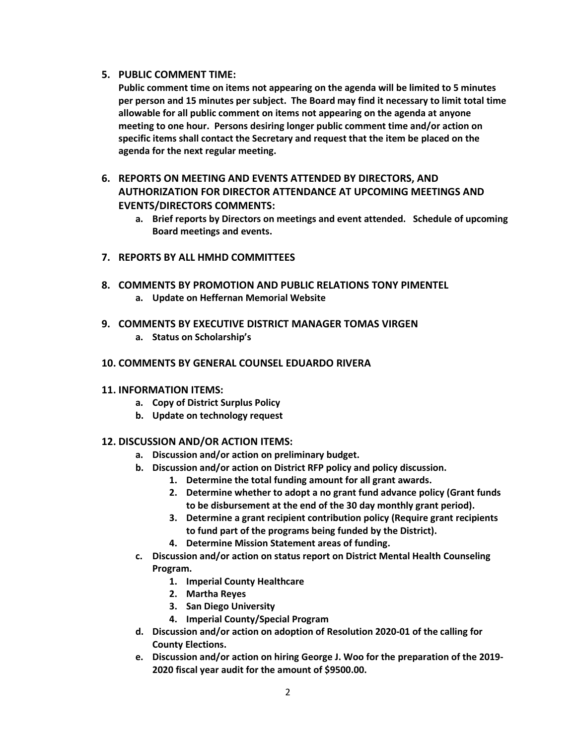5. **PUBLIC COMMENT TIME:**
   **Public comment time on items not appearing on the agenda will be limited to 5 minutes per person and 15 minutes per subject. The Board may find it necessary to limit total time allowable for all public comment on items not appearing on the agenda at anyone meeting to one hour. Persons desiring longer public comment time and/or action on specific items shall contact the Secretary and request that the item be placed on the agenda for the next regular meeting.**

6. **REPORTS ON MEETING AND EVENTS ATTENDED BY DIRECTORS, AND AUTHORIZATION FOR DIRECTOR ATTENDANCE AT UPCOMING MEETINGS AND EVENTS/DIRECTORS COMMENTS:**
   a. **Brief reports by Directors on meetings and event attended. Schedule of upcoming Board meetings and events.**

7. **REPORTS BY ALL HMHD COMMITTEES**

8. **COMMENTS BY PROMOTION AND PUBLIC RELATIONS TONY PIMENTEL**
   a. **Update on Heffernan Memorial Website**

9. **COMMENTS BY EXECUTIVE DISTRICT MANAGER TOMAS VIRGEN**
   a. **Status on Scholarship's**

10. **COMMENTS BY GENERAL COUNSEL EDUARDO RIVERA**

11. **INFORMATION ITEMS:**
    a. **Copy of District Surplus Policy**
    b. **Update on technology request**

12. **DISCUSSION AND/OR ACTION ITEMS:**
    a. **Discussion and/or action on preliminary budget.**
    b. **Discussion and/or action on District RFP policy and policy discussion.**
       1. **Determine the total funding amount for all grant awards.**
       2. **Determine whether to adopt a no grant fund advance policy (Grant funds to be disbursement at the end of the 30 day monthly grant period).**
       3. **Determine a grant recipient contribution policy (Require grant recipients to fund part of the programs being funded by the District).**
       4. **Determine Mission Statement areas of funding.**
    c. **Discussion and/or action on status report on District Mental Health Counseling Program.**
       1. **Imperial County Healthcare**
       2. **Martha Reyes**
       3. **San Diego University**
       4. **Imperial County/Special Program**
    d. **Discussion and/or action on adoption of Resolution 2020-01 of the calling for County Elections.**
    e. **Discussion and/or action on hiring George J. Woo for the preparation of the 2019-2020 fiscal year audit for the amount of $9500.00.**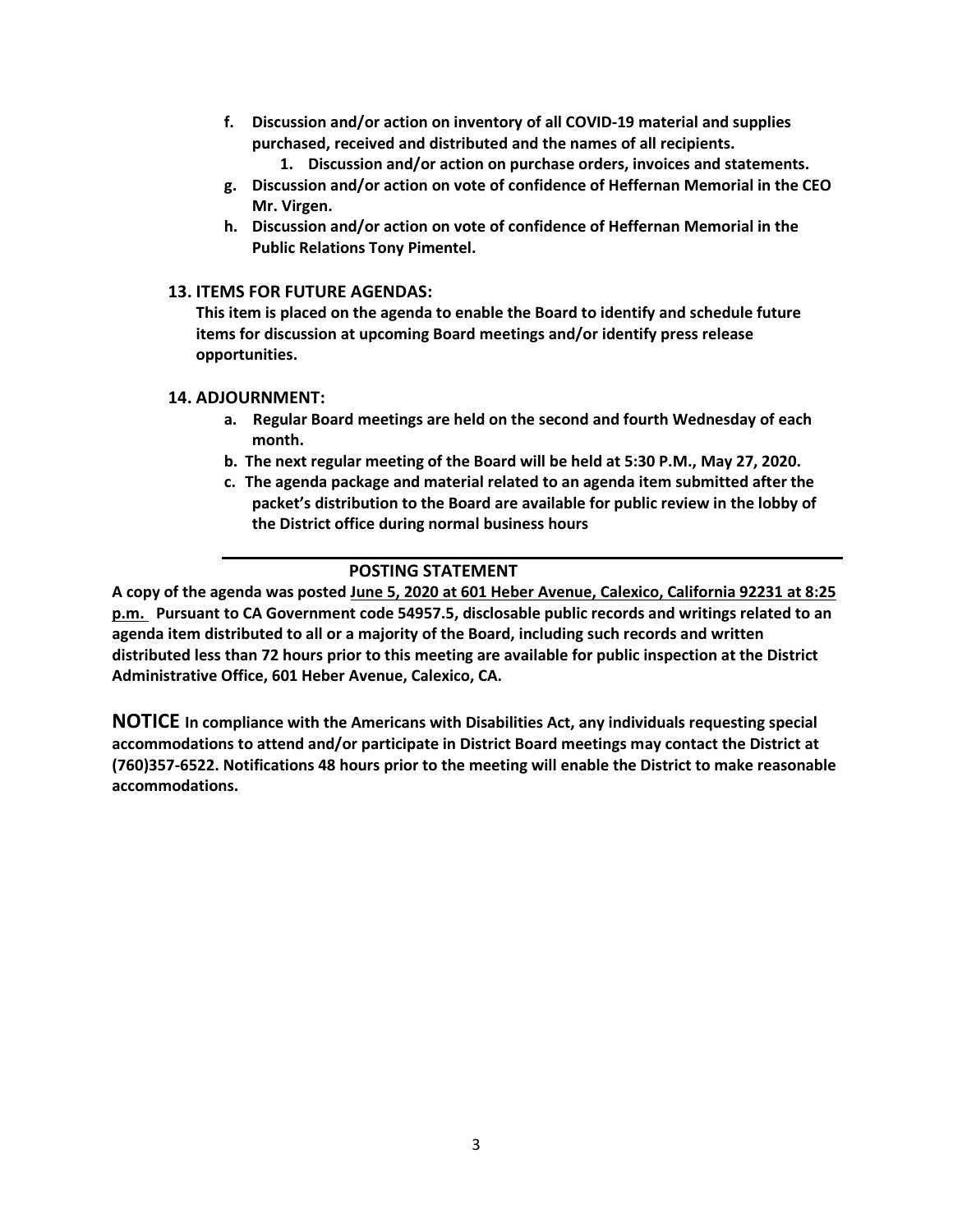**f. Discussion and/or action on inventory of all COVID-19 material and supplies purchased, received and distributed and the names of all recipients.**

**1. Discussion and/or action on purchase orders, invoices and statements.**

**g. Discussion and/or action on vote of confidence of Heffernan Memorial in the CEO Mr. Virgen.**

**h. Discussion and/or action on vote of confidence of Heffernan Memorial in the Public Relations Tony Pimentel.**

**13. ITEMS FOR FUTURE AGENDAS:**

**This item is placed on the agenda to enable the Board to identify and schedule future items for discussion at upcoming Board meetings and/or identify press release opportunities.**

**14. ADJOURNMENT:**

**a. Regular Board meetings are held on the second and fourth Wednesday of each month.**

**b. The next regular meeting of the Board will be held at 5:30 P.M., May 27, 2020.**

**c. The agenda package and material related to an agenda item submitted after the packet's distribution to the Board are available for public review in the lobby of the District office during normal business hours**

**POSTING STATEMENT**

**A copy of the agenda was posted June 5, 2020 at 601 Heber Avenue, Calexico, California 92231 at 8:25 p.m. Pursuant to CA Government code 54957.5, disclosable public records and writings related to an agenda item distributed to all or a majority of the Board, including such records and written distributed less than 72 hours prior to this meeting are available for public inspection at the District Administrative Office, 601 Heber Avenue, Calexico, CA.**

**NOTICE In compliance with the Americans with Disabilities Act, any individuals requesting special accommodations to attend and/or participate in District Board meetings may contact the District at (760)357-6522. Notifications 48 hours prior to the meeting will enable the District to make reasonable accommodations.**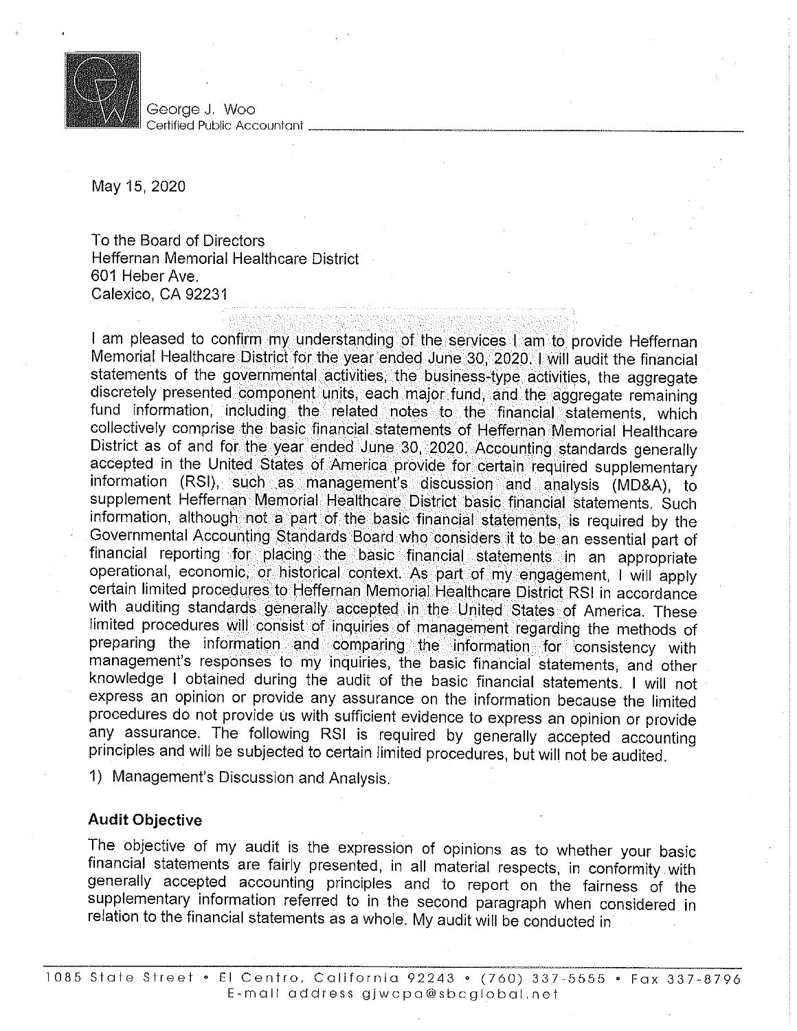George J. Woo
Certified Public Accountant

May 15, 2020

To the Board of Directors
Heffernan Memorial Healthcare District
601 Heber Ave.
Calexico, CA 92231

I am pleased to confirm my understanding of the services I am to provide Heffernan Memorial Healthcare District for the year ended June 30, 2020. I will audit the financial statements of the governmental activities, the business-type activities, the aggregate discretely presented component units, each major fund, and the aggregate remaining fund information, including the related notes to the financial statements, which collectively comprise the basic financial statements of Heffernan Memorial Healthcare District as of and for the year ended June 30, 2020. Accounting standards generally accepted in the United States of America provide for certain required supplementary information (RSI), such as management's discussion and analysis (MD&A), to supplement Heffernan Memorial Healthcare District basic financial statements. Such information, although not a part of the basic financial statements, is required by the Governmental Accounting Standards Board who considers it to be an essential part of financial reporting for placing the basic financial statements in an appropriate operational, economic, or historical context. As part of my engagement, I will apply certain limited procedures to Heffernan Memorial Healthcare District RSI in accordance with auditing standards generally accepted in the United States of America. These limited procedures will consist of inquiries of management regarding the methods of preparing the information and comparing the information for consistency with management's responses to my inquiries, the basic financial statements, and other knowledge I obtained during the audit of the basic financial statements. I will not express an opinion or provide any assurance on the information because the limited procedures do not provide us with sufficient evidence to express an opinion or provide any assurance. The following RSI is required by generally accepted accounting principles and will be subjected to certain limited procedures, but will not be audited.

1) Management's Discussion and Analysis.

### Audit Objective

The objective of my audit is the expression of opinions as to whether your basic financial statements are fairly presented, in all material respects, in conformity with generally accepted accounting principles and to report on the fairness of the supplementary information referred to in the second paragraph when considered in relation to the financial statements as a whole. My audit will be conducted in

1085 State Street • El Centro, California 92243 • (760) 337-5555 • Fax 337-8796
E-mail address gjwcpa@sbcglobal.net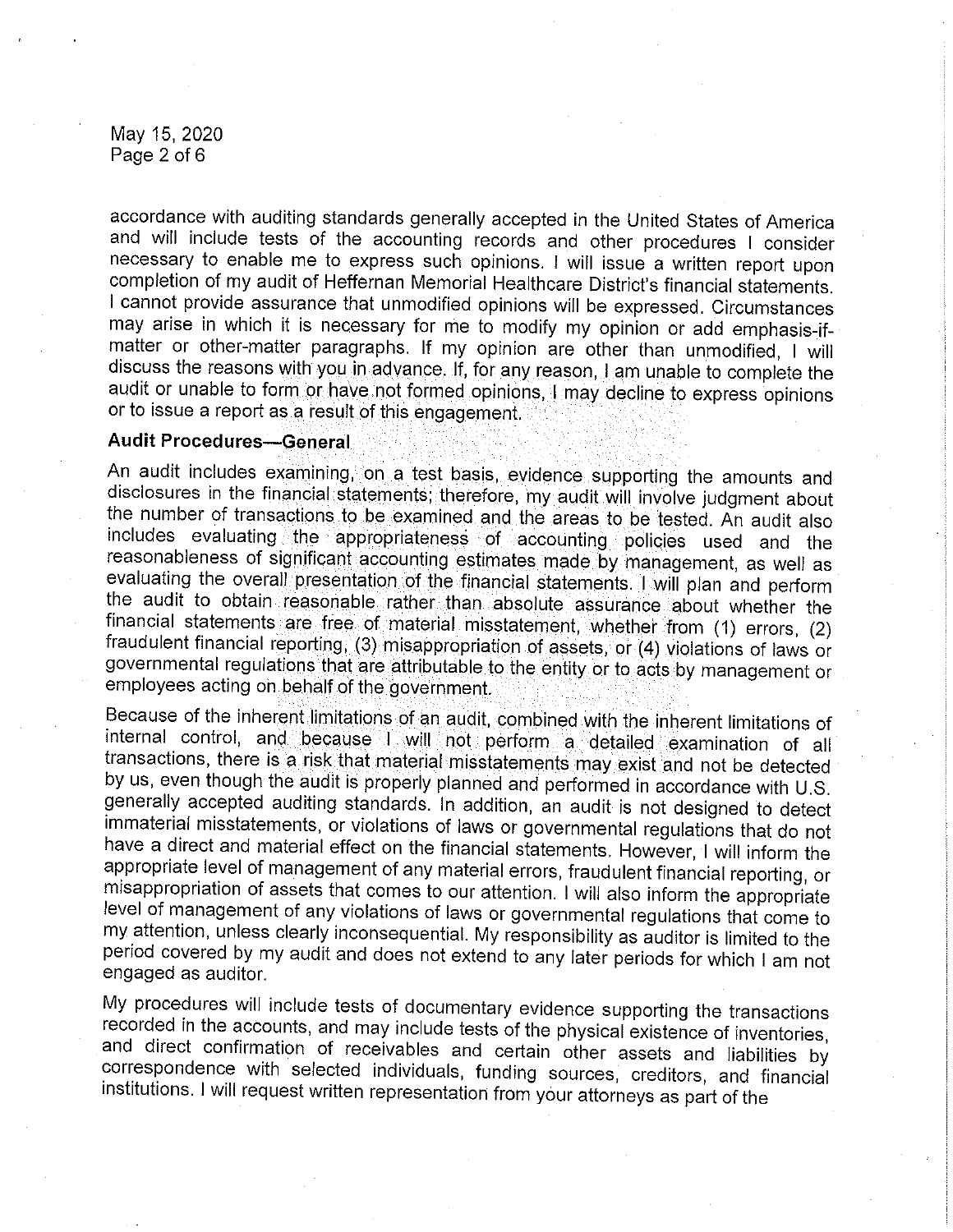accordance with auditing standards generally accepted in the United States of America and will include tests of the accounting records and other procedures I consider necessary to enable me to express such opinions. I will issue a written report upon completion of my audit of Heffernan Memorial Healthcare District's financial statements. I cannot provide assurance that unmodified opinions will be expressed. Circumstances may arise in which it is necessary for me to modify my opinion or add emphasis-if-matter or other-matter paragraphs. If my opinion are other than unmodified, I will discuss the reasons with you in advance. If, for any reason, I am unable to complete the audit or unable to form or have not formed opinions, I may decline to express opinions or to issue a report as a result of this engagement.

**Audit Procedures—General**

An audit includes examining, on a test basis, evidence supporting the amounts and disclosures in the financial statements; therefore, my audit will involve judgment about the number of transactions to be examined and the areas to be tested. An audit also includes evaluating the appropriateness of accounting policies used and the reasonableness of significant accounting estimates made by management, as well as evaluating the overall presentation of the financial statements. I will plan and perform the audit to obtain reasonable rather than absolute assurance about whether the financial statements are free of material misstatement, whether from (1) errors, (2) fraudulent financial reporting, (3) misappropriation of assets, or (4) violations of laws or governmental regulations that are attributable to the entity or to acts by management or employees acting on behalf of the government.

Because of the inherent limitations of an audit, combined with the inherent limitations of internal control, and because I will not perform a detailed examination of all transactions, there is a risk that material misstatements may exist and not be detected by us, even though the audit is properly planned and performed in accordance with U.S. generally accepted auditing standards. In addition, an audit is not designed to detect immaterial misstatements, or violations of laws or governmental regulations that do not have a direct and material effect on the financial statements. However, I will inform the appropriate level of management of any material errors, fraudulent financial reporting, or misappropriation of assets that comes to our attention. I will also inform the appropriate level of management of any violations of laws or governmental regulations that come to my attention, unless clearly inconsequential. My responsibility as auditor is limited to the period covered by my audit and does not extend to any later periods for which I am not engaged as auditor.

My procedures will include tests of documentary evidence supporting the transactions recorded in the accounts, and may include tests of the physical existence of inventories, and direct confirmation of receivables and certain other assets and liabilities by correspondence with selected individuals, funding sources, creditors, and financial institutions. I will request written representation from your attorneys as part of the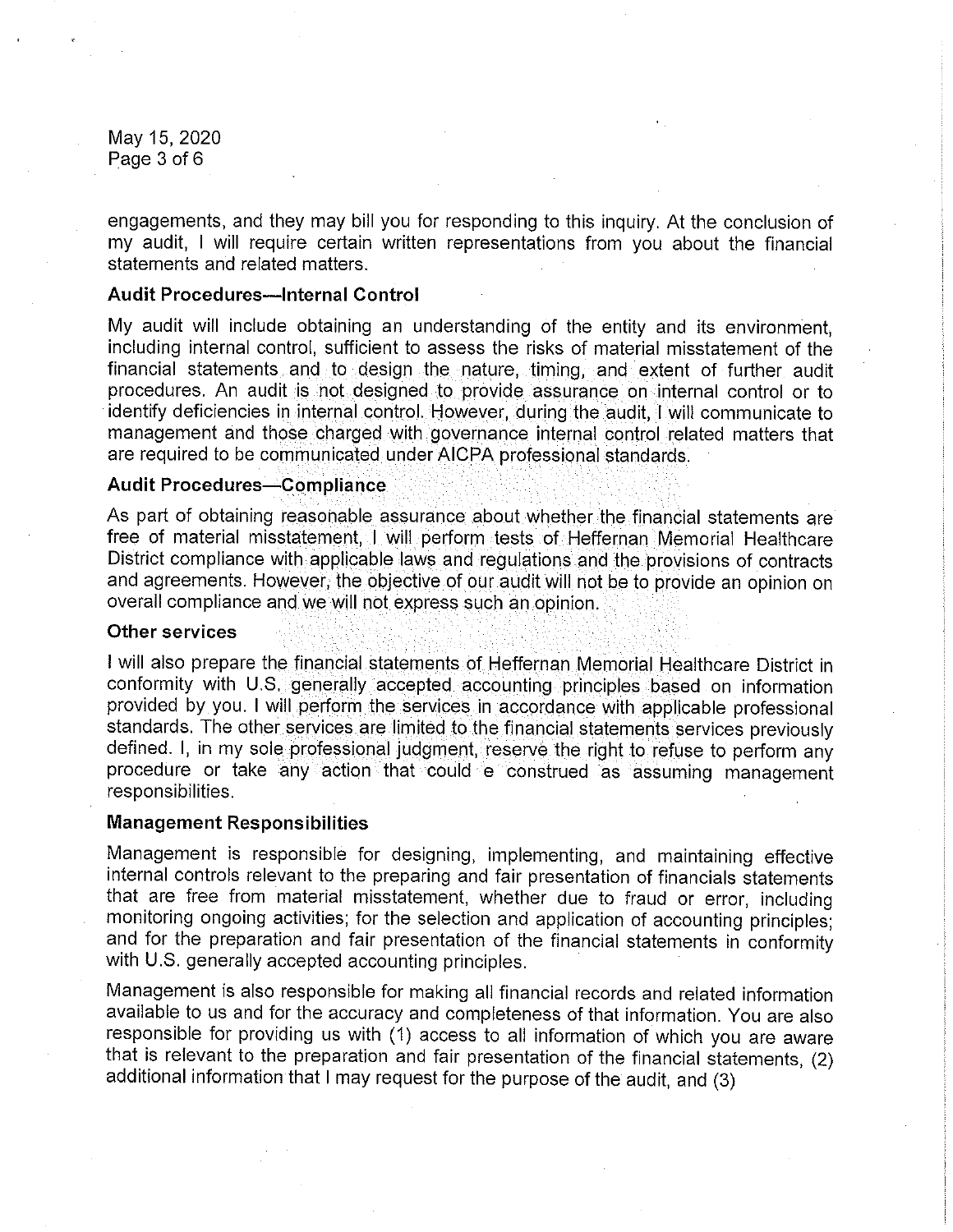engagements, and they may bill you for responding to this inquiry. At the conclusion of my audit, I will require certain written representations from you about the financial statements and related matters.

**Audit Procedures—Internal Control**

My audit will include obtaining an understanding of the entity and its environment, including internal control, sufficient to assess the risks of material misstatement of the financial statements and to design the nature, timing, and extent of further audit procedures. An audit is not designed to provide assurance on internal control or to identify deficiencies in internal control. However, during the audit, I will communicate to management and those charged with governance internal control related matters that are required to be communicated under AICPA professional standards.

**Audit Procedures—Compliance**

As part of obtaining reasonable assurance about whether the financial statements are free of material misstatement, I will perform tests of Heffernan Memorial Healthcare District compliance with applicable laws and regulations and the provisions of contracts and agreements. However, the objective of our audit will not be to provide an opinion on overall compliance and we will not express such an opinion.

**Other services**

I will also prepare the financial statements of Heffernan Memorial Healthcare District in conformity with U.S. generally accepted accounting principles based on information provided by you. I will perform the services in accordance with applicable professional standards. The other services are limited to the financial statements services previously defined. I, in my sole professional judgment, reserve the right to refuse to perform any procedure or take any action that could e construed as assuming management responsibilities.

**Management Responsibilities**

Management is responsible for designing, implementing, and maintaining effective internal controls relevant to the preparing and fair presentation of financials statements that are free from material misstatement, whether due to fraud or error, including monitoring ongoing activities; for the selection and application of accounting principles; and for the preparation and fair presentation of the financial statements in conformity with U.S. generally accepted accounting principles.

Management is also responsible for making all financial records and related information available to us and for the accuracy and completeness of that information. You are also responsible for providing us with (1) access to all information of which you are aware that is relevant to the preparation and fair presentation of the financial statements, (2) additional information that I may request for the purpose of the audit, and (3)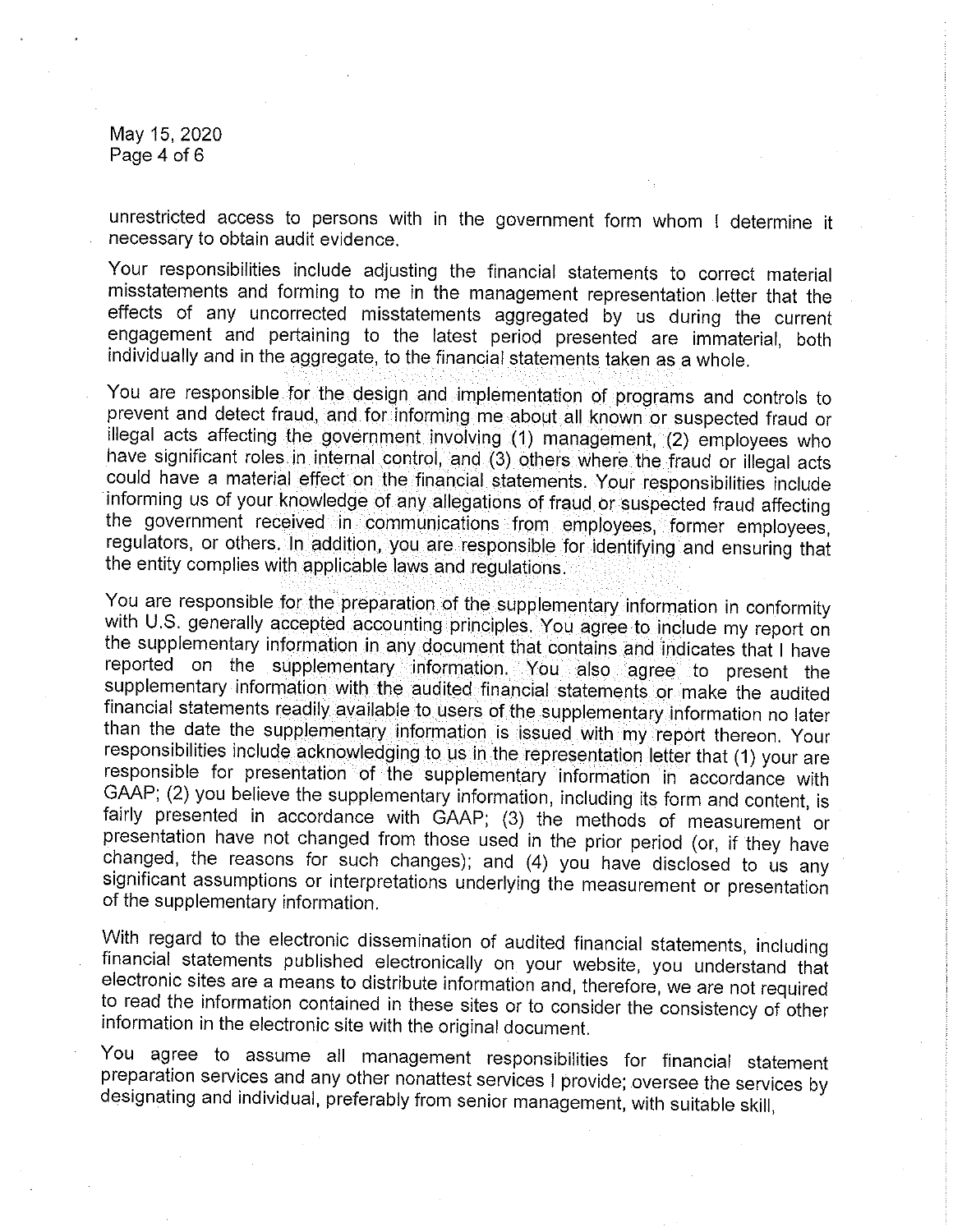unrestricted access to persons with in the government form whom I determine it necessary to obtain audit evidence.

Your responsibilities include adjusting the financial statements to correct material misstatements and forming to me in the management representation letter that the effects of any uncorrected misstatements aggregated by us during the current engagement and pertaining to the latest period presented are immaterial, both individually and in the aggregate, to the financial statements taken as a whole.

You are responsible for the design and implementation of programs and controls to prevent and detect fraud, and for informing me about all known or suspected fraud or illegal acts affecting the government involving (1) management, (2) employees who have significant roles in internal control, and (3) others where the fraud or illegal acts could have a material effect on the financial statements. Your responsibilities include informing us of your knowledge of any allegations of fraud or suspected fraud affecting the government received in communications from employees, former employees, regulators, or others. In addition, you are responsible for identifying and ensuring that the entity complies with applicable laws and regulations.

You are responsible for the preparation of the supplementary information in conformity with U.S. generally accepted accounting principles. You agree to include my report on the supplementary information in any document that contains and indicates that I have reported on the supplementary information. You also agree to present the supplementary information with the audited financial statements or make the audited financial statements readily available to users of the supplementary information no later than the date the supplementary information is issued with my report thereon. Your responsibilities include acknowledging to us in the representation letter that (1) your are responsible for presentation of the supplementary information in accordance with GAAP; (2) you believe the supplementary information, including its form and content, is fairly presented in accordance with GAAP; (3) the methods of measurement or presentation have not changed from those used in the prior period (or, if they have changed, the reasons for such changes); and (4) you have disclosed to us any significant assumptions or interpretations underlying the measurement or presentation of the supplementary information.

With regard to the electronic dissemination of audited financial statements, including financial statements published electronically on your website, you understand that electronic sites are a means to distribute information and, therefore, we are not required to read the information contained in these sites or to consider the consistency of other information in the electronic site with the original document.

You agree to assume all management responsibilities for financial statement preparation services and any other nonattest services I provide; oversee the services by designating and individual, preferably from senior management, with suitable skill,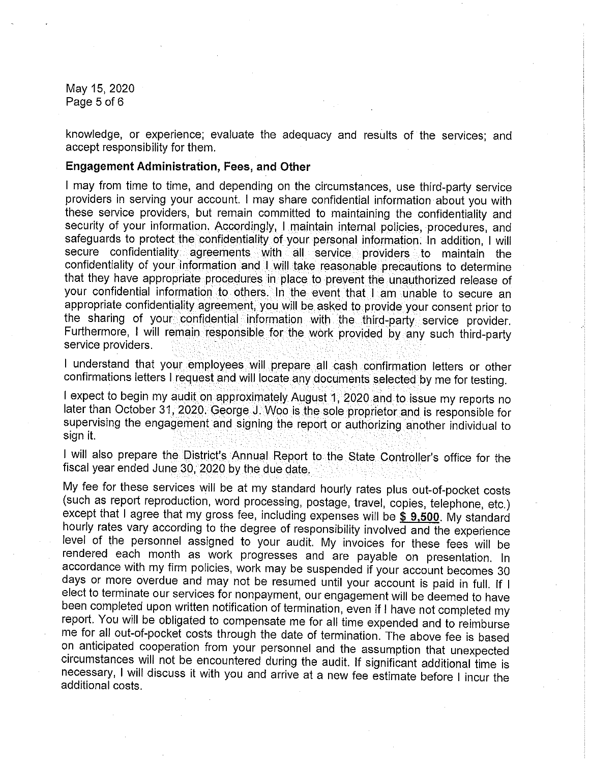knowledge, or experience; evaluate the adequacy and results of the services; and accept responsibility for them.

**Engagement Administration, Fees, and Other**

I may from time to time, and depending on the circumstances, use third-party service providers in serving your account. I may share confidential information about you with these service providers, but remain committed to maintaining the confidentiality and security of your information. Accordingly, I maintain internal policies, procedures, and safeguards to protect the confidentiality of your personal information. In addition, I will secure confidentiality agreements with all service providers to maintain the confidentiality of your information and I will take reasonable precautions to determine that they have appropriate procedures in place to prevent the unauthorized release of your confidential information to others. In the event that I am unable to secure an appropriate confidentiality agreement, you will be asked to provide your consent prior to the sharing of your confidential information with the third-party service provider. Furthermore, I will remain responsible for the work provided by any such third-party service providers.

I understand that your employees will prepare all cash confirmation letters or other confirmations letters I request and will locate any documents selected by me for testing.

I expect to begin my audit on approximately August 1, 2020 and to issue my reports no later than October 31, 2020. George J. Woo is the sole proprietor and is responsible for supervising the engagement and signing the report or authorizing another individual to sign it.

I will also prepare the District's Annual Report to the State Controller's office for the fiscal year ended June 30, 2020 by the due date.

My fee for these services will be at my standard hourly rates plus out-of-pocket costs (such as report reproduction, word processing, postage, travel, copies, telephone, etc.) except that I agree that my gross fee, including expenses will be **$ 9,500**. My standard hourly rates vary according to the degree of responsibility involved and the experience level of the personnel assigned to your audit. My invoices for these fees will be rendered each month as work progresses and are payable on presentation. In accordance with my firm policies, work may be suspended if your account becomes 30 days or more overdue and may not be resumed until your account is paid in full. If I elect to terminate our services for nonpayment, our engagement will be deemed to have been completed upon written notification of termination, even if I have not completed my report. You will be obligated to compensate me for all time expended and to reimburse me for all out-of-pocket costs through the date of termination. The above fee is based on anticipated cooperation from your personnel and the assumption that unexpected circumstances will not be encountered during the audit. If significant additional time is necessary, I will discuss it with you and arrive at a new fee estimate before I incur the additional costs.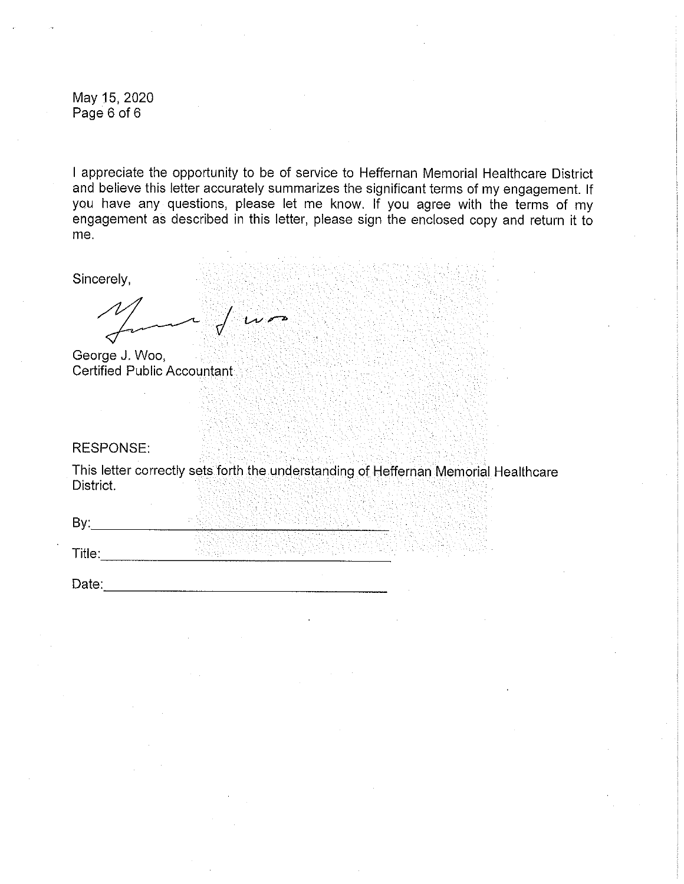May 15, 2020

I appreciate the opportunity to be of service to Heffernan Memorial Healthcare District and believe this letter accurately summarizes the significant terms of my engagement. If you have any questions, please let me know. If you agree with the terms of my engagement as described in this letter, please sign the enclosed copy and return it to me.

Sincerely,

George J. Woo,
Certified Public Accountant

RESPONSE:

This letter correctly sets forth the understanding of Heffernan Memorial Healthcare District.

By:\_\_\_\_\_\_\_\_\_\_\_\_\_\_\_\_\_\_\_\_\_\_\_\_\_\_\_\_\_\_\_\_\_\_\_\_

Title:\_\_\_\_\_\_\_\_\_\_\_\_\_\_\_\_\_\_\_\_\_\_\_\_\_\_\_\_\_\_\_\_\_\_\_

Date:\_\_\_\_\_\_\_\_\_\_\_\_\_\_\_\_\_\_\_\_\_\_\_\_\_\_\_\_\_\_\_\_\_\_\_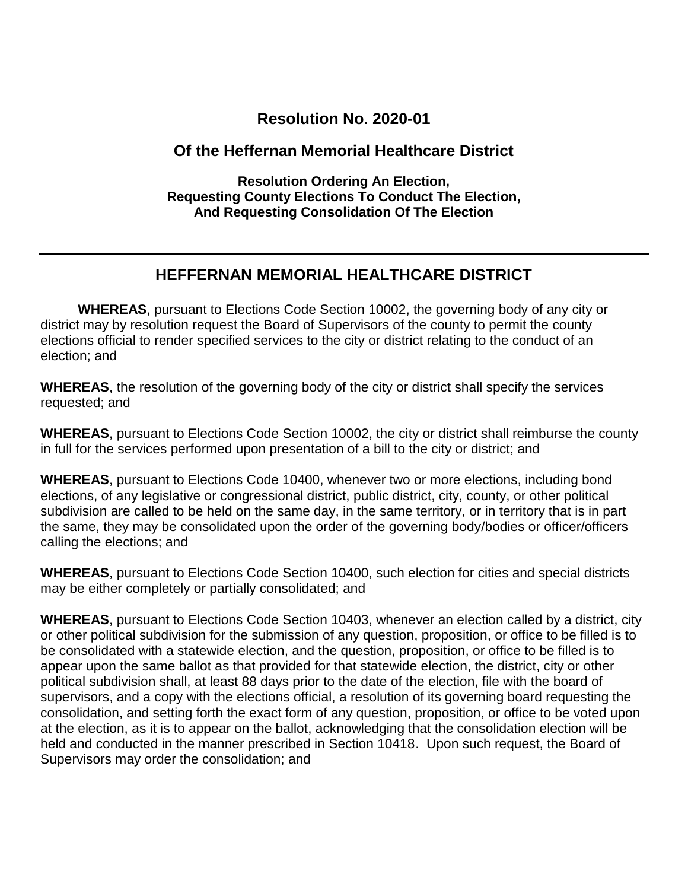# Resolution No. 2020-01

## Of the Heffernan Memorial Healthcare District

**Resolution Ordering An Election,**
**Requesting County Elections To Conduct The Election,**
**And Requesting Consolidation Of The Election**

---

## HEFFERNAN MEMORIAL HEALTHCARE DISTRICT

**WHEREAS**, pursuant to Elections Code Section 10002, the governing body of any city or district may by resolution request the Board of Supervisors of the county to permit the county elections official to render specified services to the city or district relating to the conduct of an election; and

**WHEREAS**, the resolution of the governing body of the city or district shall specify the services requested; and

**WHEREAS**, pursuant to Elections Code Section 10002, the city or district shall reimburse the county in full for the services performed upon presentation of a bill to the city or district; and

**WHEREAS**, pursuant to Elections Code 10400, whenever two or more elections, including bond elections, of any legislative or congressional district, public district, city, county, or other political subdivision are called to be held on the same day, in the same territory, or in territory that is in part the same, they may be consolidated upon the order of the governing body/bodies or officer/officers calling the elections; and

**WHEREAS**, pursuant to Elections Code Section 10400, such election for cities and special districts may be either completely or partially consolidated; and

**WHEREAS**, pursuant to Elections Code Section 10403, whenever an election called by a district, city or other political subdivision for the submission of any question, proposition, or office to be filled is to be consolidated with a statewide election, and the question, proposition, or office to be filled is to appear upon the same ballot as that provided for that statewide election, the district, city or other political subdivision shall, at least 88 days prior to the date of the election, file with the board of supervisors, and a copy with the elections official, a resolution of its governing board requesting the consolidation, and setting forth the exact form of any question, proposition, or office to be voted upon at the election, as it is to appear on the ballot, acknowledging that the consolidation election will be held and conducted in the manner prescribed in Section 10418. Upon such request, the Board of Supervisors may order the consolidation; and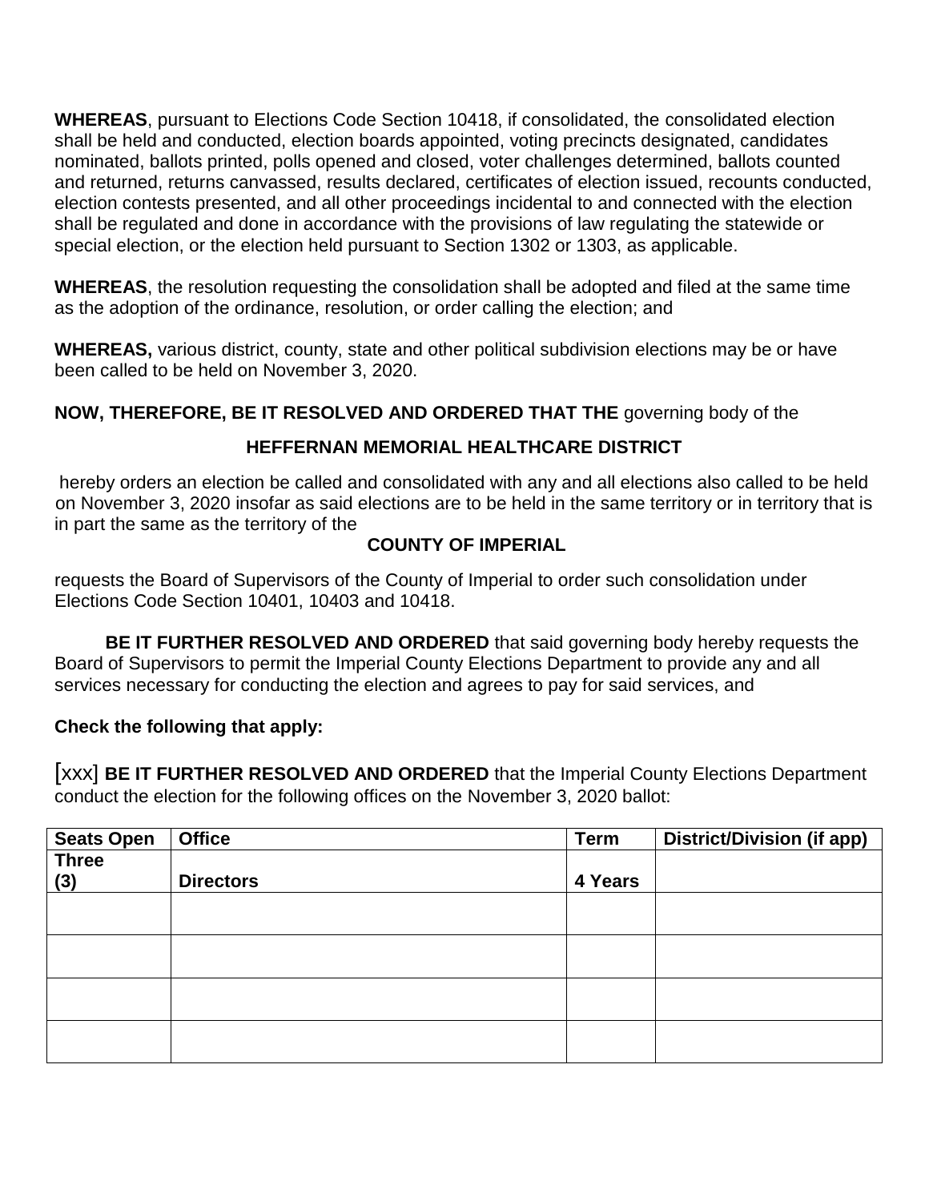**WHEREAS**, pursuant to Elections Code Section 10418, if consolidated, the consolidated election shall be held and conducted, election boards appointed, voting precincts designated, candidates nominated, ballots printed, polls opened and closed, voter challenges determined, ballots counted and returned, returns canvassed, results declared, certificates of election issued, recounts conducted, election contests presented, and all other proceedings incidental to and connected with the election shall be regulated and done in accordance with the provisions of law regulating the statewide or special election, or the election held pursuant to Section 1302 or 1303, as applicable.

**WHEREAS**, the resolution requesting the consolidation shall be adopted and filed at the same time as the adoption of the ordinance, resolution, or order calling the election; and

**WHEREAS,** various district, county, state and other political subdivision elections may be or have been called to be held on November 3, 2020.

**NOW, THEREFORE, BE IT RESOLVED AND ORDERED THAT THE** governing body of the

**HEFFERNAN MEMORIAL HEALTHCARE DISTRICT**

hereby orders an election be called and consolidated with any and all elections also called to be held on November 3, 2020 insofar as said elections are to be held in the same territory or in territory that is in part the same as the territory of the

**COUNTY OF IMPERIAL**

requests the Board of Supervisors of the County of Imperial to order such consolidation under Elections Code Section 10401, 10403 and 10418.

**BE IT FURTHER RESOLVED AND ORDERED** that said governing body hereby requests the Board of Supervisors to permit the Imperial County Elections Department to provide any and all services necessary for conducting the election and agrees to pay for said services, and

**Check the following that apply:**

[xxx] **BE IT FURTHER RESOLVED AND ORDERED** that the Imperial County Elections Department conduct the election for the following offices on the November 3, 2020 ballot:

| Seats Open | Office | Term | District/Division (if app) |
|---|---|---|---|
| **Three (3)** | **Directors** | **4 Years** | |
| | | | |
| | | | |
| | | | |
| | | | |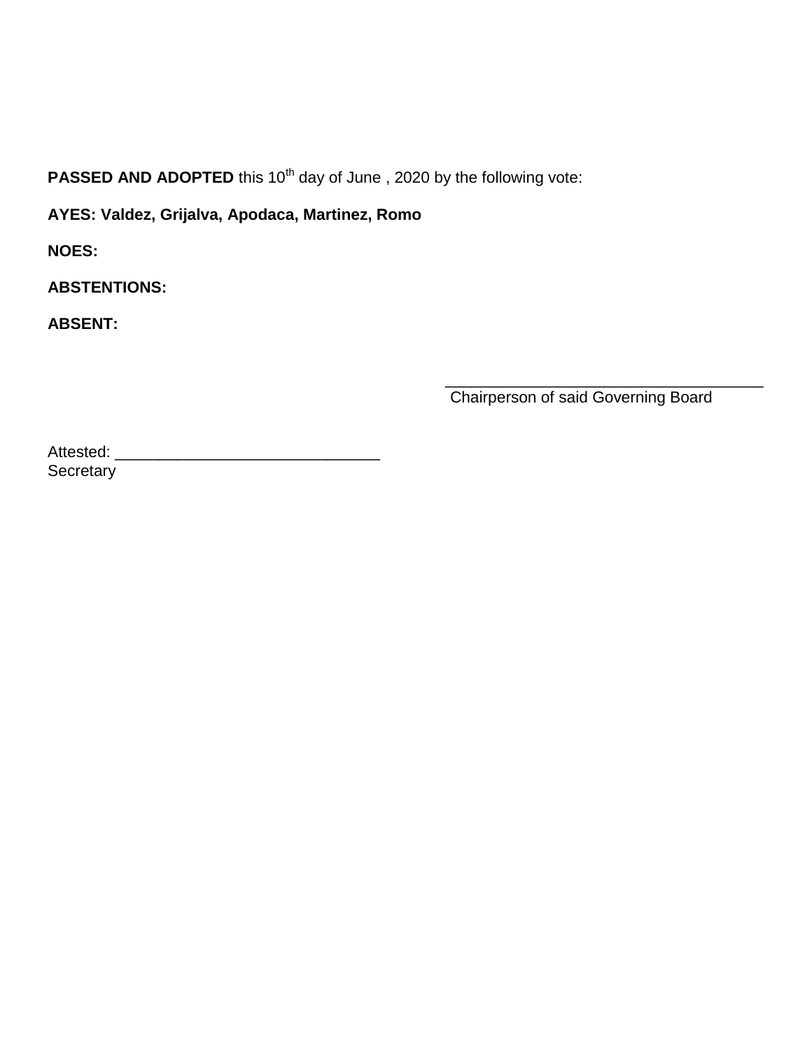**PASSED AND ADOPTED** this 10th day of June , 2020 by the following vote:

**AYES: Valdez, Grijalva, Apodaca, Martinez, Romo**

**NOES:**

**ABSTENTIONS:**

**ABSENT:**

_____________________________________
Chairperson of said Governing Board

Attested: ______________________________
Secretary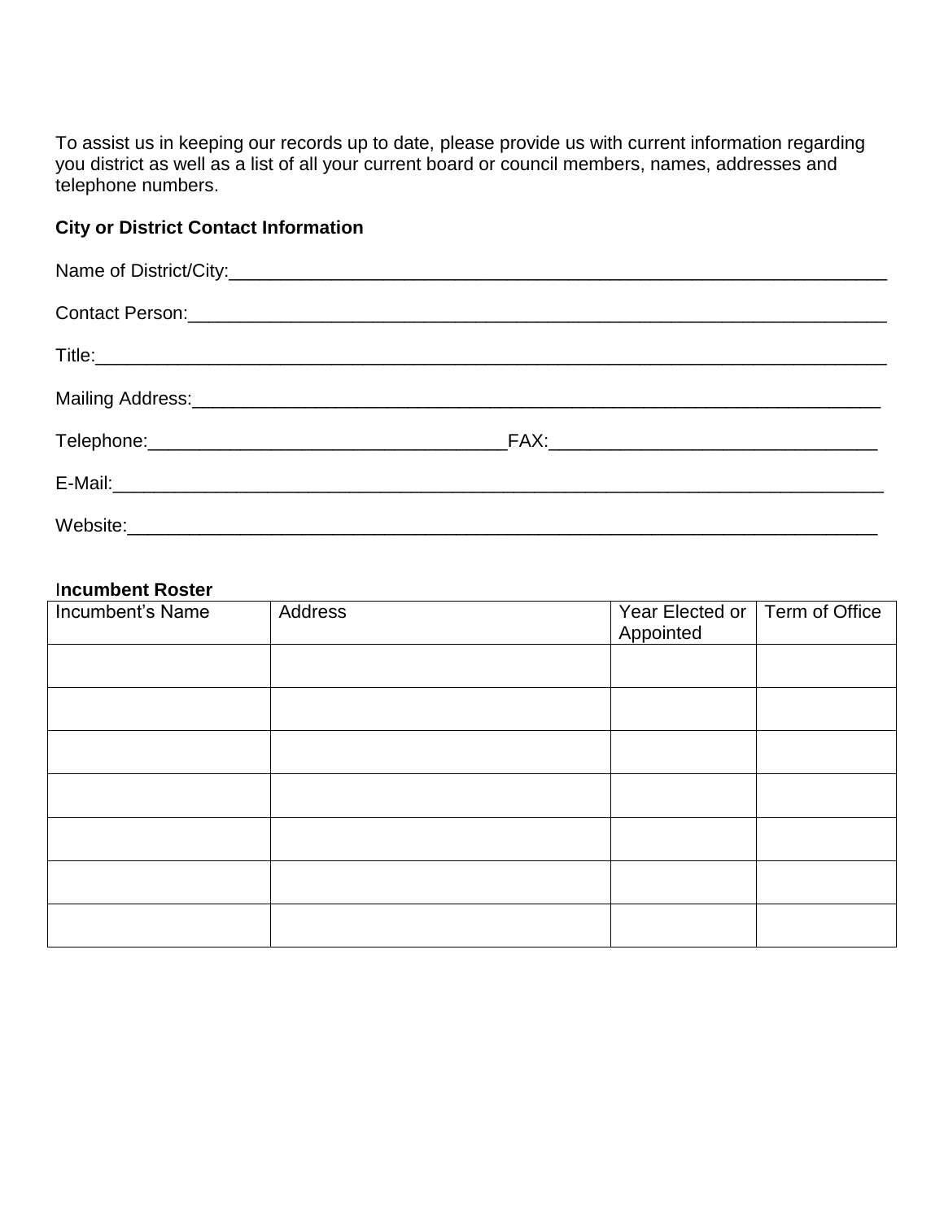To assist us in keeping our records up to date, please provide us with current information regarding you district as well as a list of all your current board or council members, names, addresses and telephone numbers.

**City or District Contact Information**

Name of District/City:_______________________________________________________________

Contact Person:_____________________________________________________________________

Title:______________________________________________________________________________

Mailing Address:___________________________________________________________________

Telephone:__________________________________FAX:______________________________

E-Mail:_____________________________________________________________________________

Website:___________________________________________________________________________

**Incumbent Roster**

| Incumbent's Name | Address | Year Elected or Appointed | Term of Office |
|---|---|---|---|
| | | | |
| | | | |
| | | | |
| | | | |
| | | | |
| | | | |
| | | | |